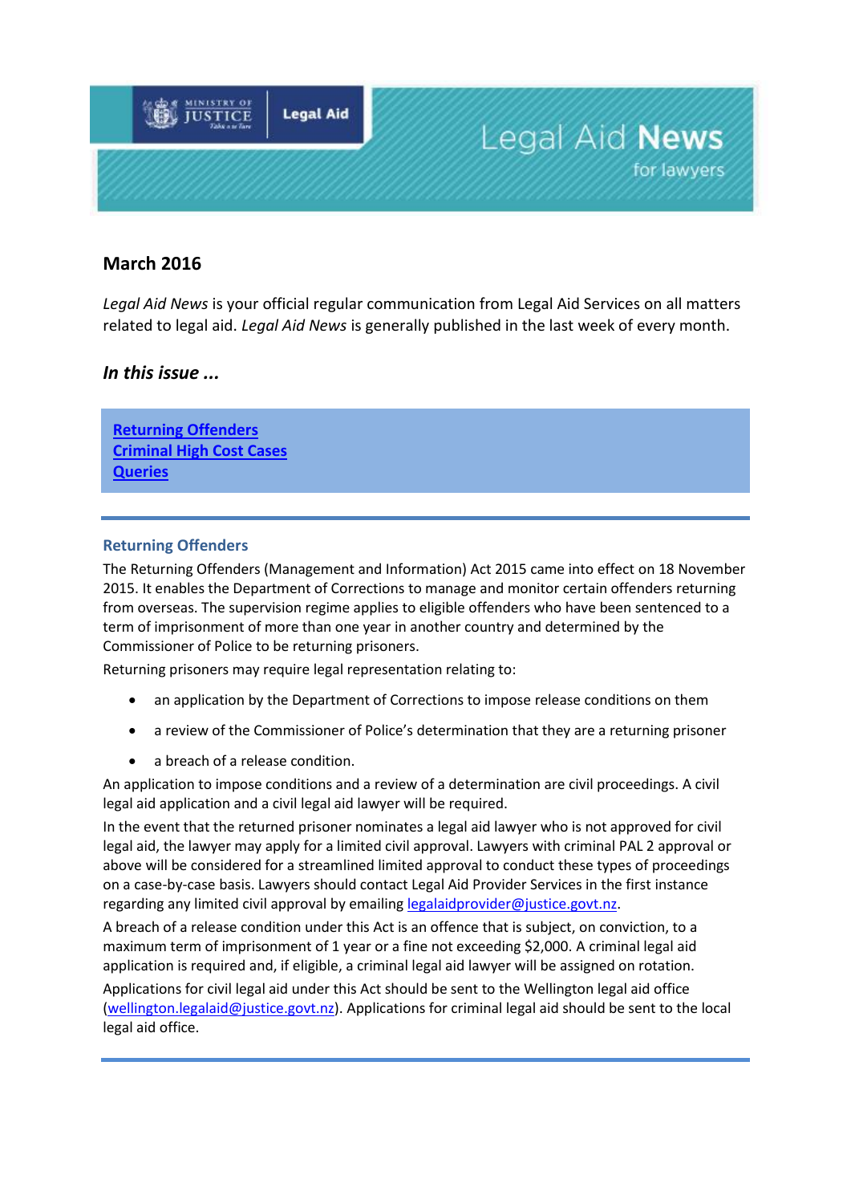Legal Aid News

for lawyers

## March 2016

*Legal Aid News* is your official regular communication from Legal Aid Services on all matters related to legal aid. *Legal Aid News* is generally published in the last week of every month.

### *In this issue ...*

**Returning Offenders**
**Criminal High Cost Cases**
**Queries**

---

### Returning Offenders

The Returning Offenders (Management and Information) Act 2015 came into effect on 18 November 2015. It enables the Department of Corrections to manage and monitor certain offenders returning from overseas. The supervision regime applies to eligible offenders who have been sentenced to a term of imprisonment of more than one year in another country and determined by the Commissioner of Police to be returning prisoners.

Returning prisoners may require legal representation relating to:

- an application by the Department of Corrections to impose release conditions on them
- a review of the Commissioner of Police's determination that they are a returning prisoner
- a breach of a release condition.

An application to impose conditions and a review of a determination are civil proceedings. A civil legal aid application and a civil legal aid lawyer will be required.

In the event that the returned prisoner nominates a legal aid lawyer who is not approved for civil legal aid, the lawyer may apply for a limited civil approval. Lawyers with criminal PAL 2 approval or above will be considered for a streamlined limited approval to conduct these types of proceedings on a case-by-case basis. Lawyers should contact Legal Aid Provider Services in the first instance regarding any limited civil approval by emailing legalaidprovider@justice.govt.nz.

A breach of a release condition under this Act is an offence that is subject, on conviction, to a maximum term of imprisonment of 1 year or a fine not exceeding $2,000. A criminal legal aid application is required and, if eligible, a criminal legal aid lawyer will be assigned on rotation.

Applications for civil legal aid under this Act should be sent to the Wellington legal aid office (wellington.legalaid@justice.govt.nz). Applications for criminal legal aid should be sent to the local legal aid office.

---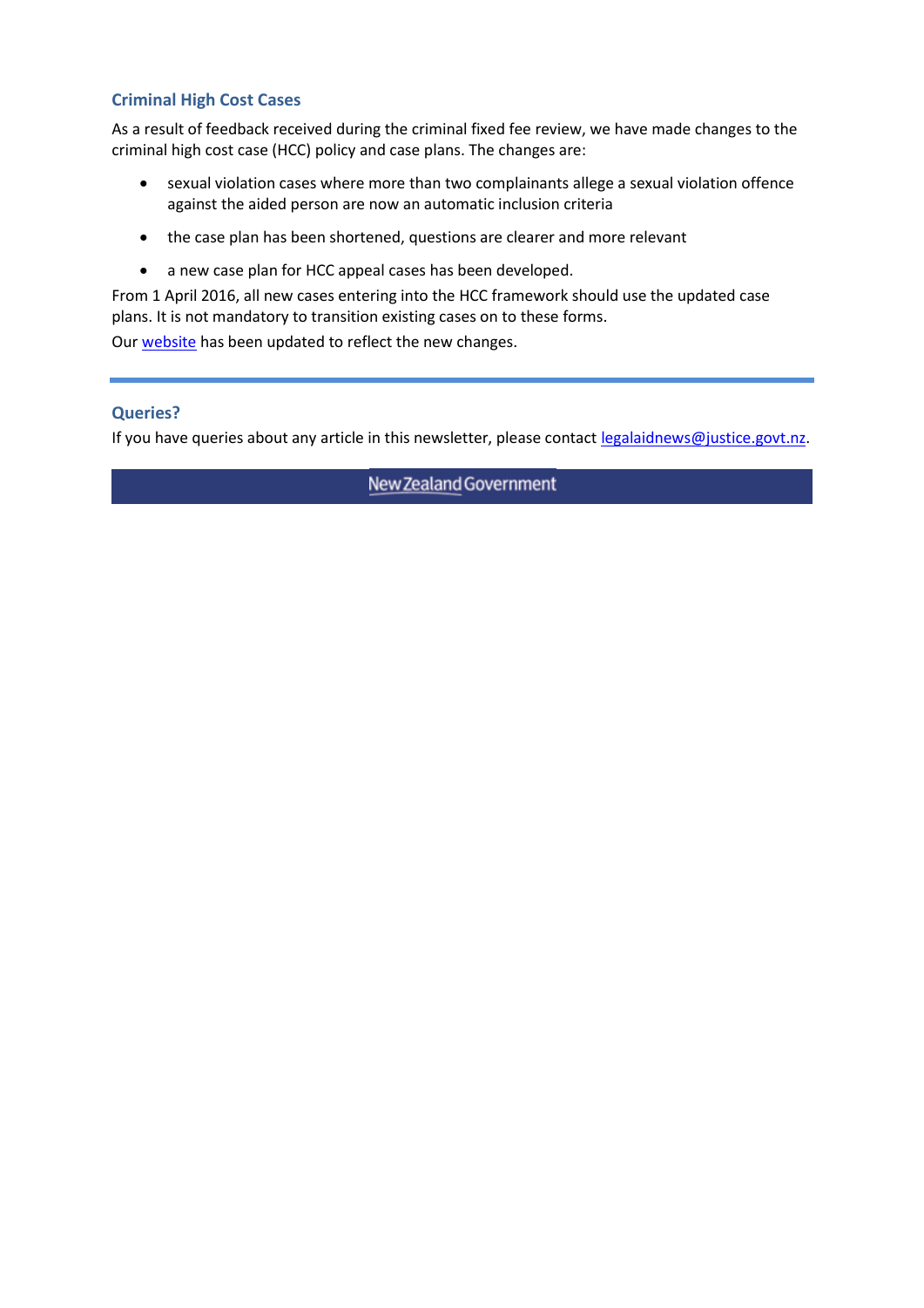## Criminal High Cost Cases

As a result of feedback received during the criminal fixed fee review, we have made changes to the criminal high cost case (HCC) policy and case plans. The changes are:

- sexual violation cases where more than two complainants allege a sexual violation offence against the aided person are now an automatic inclusion criteria
- the case plan has been shortened, questions are clearer and more relevant
- a new case plan for HCC appeal cases has been developed.

From 1 April 2016, all new cases entering into the HCC framework should use the updated case plans. It is not mandatory to transition existing cases on to these forms.

Our website has been updated to reflect the new changes.

---

## Queries?

If you have queries about any article in this newsletter, please contact legalaidnews@justice.govt.nz.

New Zealand Government